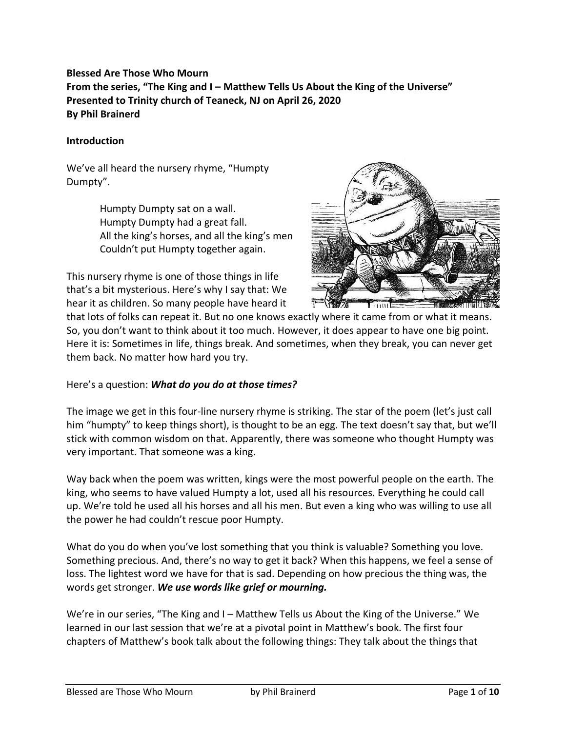**Blessed Are Those Who Mourn**
**From the series, "The King and I – Matthew Tells Us About the King of the Universe"**
**Presented to Trinity church of Teaneck, NJ on April 26, 2020**
**By Phil Brainerd**

**Introduction**

We've all heard the nursery rhyme, "Humpty Dumpty".

> Humpty Dumpty sat on a wall.
> Humpty Dumpty had a great fall.
> All the king's horses, and all the king's men
> Couldn't put Humpty together again.

This nursery rhyme is one of those things in life that's a bit mysterious. Here's why I say that: We hear it as children. So many people have heard it that lots of folks can repeat it. But no one knows exactly where it came from or what it means. So, you don't want to think about it too much. However, it does appear to have one big point. Here it is: Sometimes in life, things break. And sometimes, when they break, you can never get them back. No matter how hard you try.

Here's a question: ***What do you do at those times?***

The image we get in this four-line nursery rhyme is striking. The star of the poem (let's just call him "humpty" to keep things short), is thought to be an egg. The text doesn't say that, but we'll stick with common wisdom on that. Apparently, there was someone who thought Humpty was very important. That someone was a king.

Way back when the poem was written, kings were the most powerful people on the earth. The king, who seems to have valued Humpty a lot, used all his resources. Everything he could call up. We're told he used all his horses and all his men. But even a king who was willing to use all the power he had couldn't rescue poor Humpty.

What do you do when you've lost something that you think is valuable? Something you love. Something precious. And, there's no way to get it back? When this happens, we feel a sense of loss. The lightest word we have for that is sad. Depending on how precious the thing was, the words get stronger. ***We use words like grief or mourning.***

We're in our series, "The King and I – Matthew Tells us About the King of the Universe." We learned in our last session that we're at a pivotal point in Matthew's book. The first four chapters of Matthew's book talk about the following things: They talk about the things that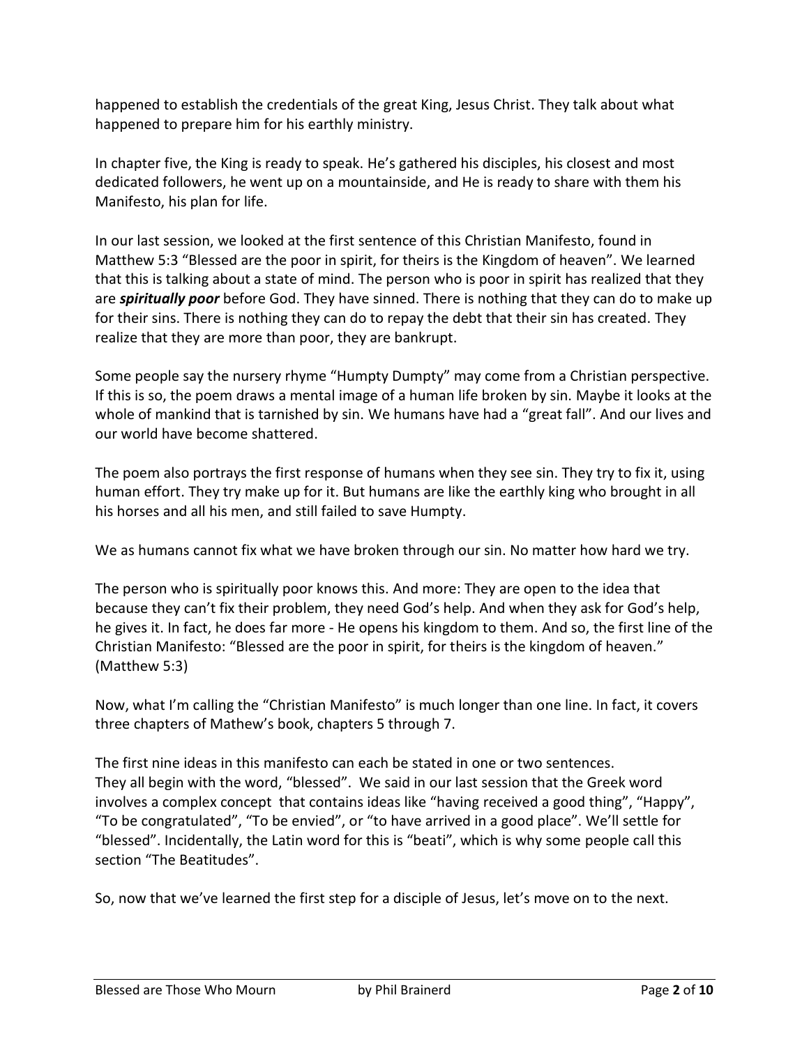happened to establish the credentials of the great King, Jesus Christ. They talk about what happened to prepare him for his earthly ministry.

In chapter five, the King is ready to speak. He's gathered his disciples, his closest and most dedicated followers, he went up on a mountainside, and He is ready to share with them his Manifesto, his plan for life.

In our last session, we looked at the first sentence of this Christian Manifesto, found in Matthew 5:3 "Blessed are the poor in spirit, for theirs is the Kingdom of heaven". We learned that this is talking about a state of mind. The person who is poor in spirit has realized that they are ***spiritually poor*** before God. They have sinned. There is nothing that they can do to make up for their sins. There is nothing they can do to repay the debt that their sin has created. They realize that they are more than poor, they are bankrupt.

Some people say the nursery rhyme "Humpty Dumpty" may come from a Christian perspective. If this is so, the poem draws a mental image of a human life broken by sin. Maybe it looks at the whole of mankind that is tarnished by sin. We humans have had a "great fall". And our lives and our world have become shattered.

The poem also portrays the first response of humans when they see sin. They try to fix it, using human effort. They try make up for it. But humans are like the earthly king who brought in all his horses and all his men, and still failed to save Humpty.

We as humans cannot fix what we have broken through our sin. No matter how hard we try.

The person who is spiritually poor knows this. And more: They are open to the idea that because they can't fix their problem, they need God's help. And when they ask for God's help, he gives it. In fact, he does far more - He opens his kingdom to them. And so, the first line of the Christian Manifesto: "Blessed are the poor in spirit, for theirs is the kingdom of heaven." (Matthew 5:3)

Now, what I'm calling the "Christian Manifesto" is much longer than one line. In fact, it covers three chapters of Mathew's book, chapters 5 through 7.

The first nine ideas in this manifesto can each be stated in one or two sentences. They all begin with the word, "blessed". We said in our last session that the Greek word involves a complex concept that contains ideas like "having received a good thing", "Happy", "To be congratulated", "To be envied", or "to have arrived in a good place". We'll settle for "blessed". Incidentally, the Latin word for this is "beati", which is why some people call this section "The Beatitudes".

So, now that we've learned the first step for a disciple of Jesus, let's move on to the next.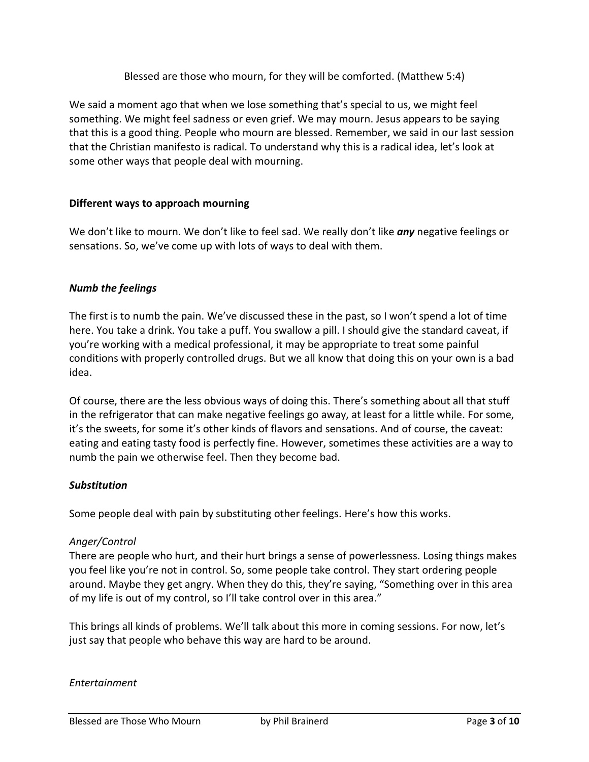Blessed are those who mourn, for they will be comforted. (Matthew 5:4)

We said a moment ago that when we lose something that's special to us, we might feel something. We might feel sadness or even grief. We may mourn. Jesus appears to be saying that this is a good thing. People who mourn are blessed. Remember, we said in our last session that the Christian manifesto is radical. To understand why this is a radical idea, let's look at some other ways that people deal with mourning.

## Different ways to approach mourning

We don't like to mourn. We don't like to feel sad. We really don't like ***any*** negative feelings or sensations. So, we've come up with lots of ways to deal with them.

### *Numb the feelings*

The first is to numb the pain. We've discussed these in the past, so I won't spend a lot of time here. You take a drink. You take a puff. You swallow a pill. I should give the standard caveat, if you're working with a medical professional, it may be appropriate to treat some painful conditions with properly controlled drugs. But we all know that doing this on your own is a bad idea.

Of course, there are the less obvious ways of doing this. There's something about all that stuff in the refrigerator that can make negative feelings go away, at least for a little while. For some, it's the sweets, for some it's other kinds of flavors and sensations. And of course, the caveat: eating and eating tasty food is perfectly fine. However, sometimes these activities are a way to numb the pain we otherwise feel. Then they become bad.

### *Substitution*

Some people deal with pain by substituting other feelings. Here's how this works.

*Anger/Control*

There are people who hurt, and their hurt brings a sense of powerlessness. Losing things makes you feel like you're not in control. So, some people take control. They start ordering people around. Maybe they get angry. When they do this, they're saying, "Something over in this area of my life is out of my control, so I'll take control over in this area."

This brings all kinds of problems. We'll talk about this more in coming sessions. For now, let's just say that people who behave this way are hard to be around.

*Entertainment*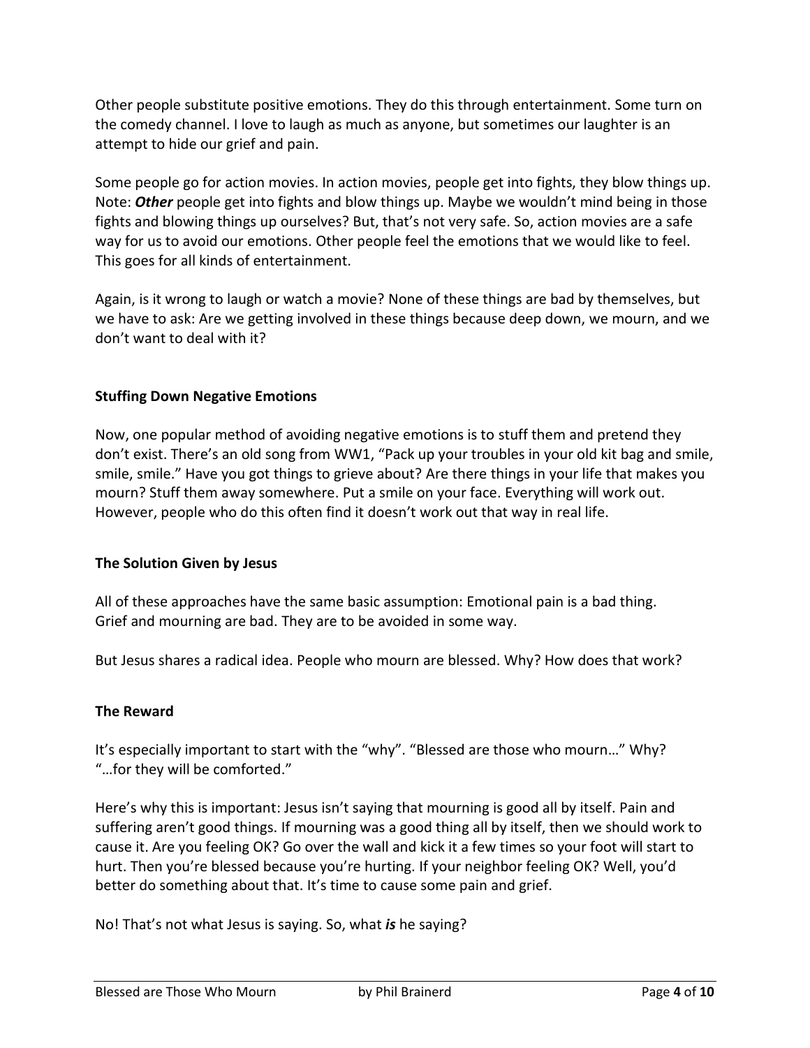Other people substitute positive emotions. They do this through entertainment. Some turn on the comedy channel. I love to laugh as much as anyone, but sometimes our laughter is an attempt to hide our grief and pain.

Some people go for action movies. In action movies, people get into fights, they blow things up. Note: ***Other*** people get into fights and blow things up. Maybe we wouldn't mind being in those fights and blowing things up ourselves? But, that's not very safe. So, action movies are a safe way for us to avoid our emotions. Other people feel the emotions that we would like to feel. This goes for all kinds of entertainment.

Again, is it wrong to laugh or watch a movie? None of these things are bad by themselves, but we have to ask: Are we getting involved in these things because deep down, we mourn, and we don't want to deal with it?

**Stuffing Down Negative Emotions**

Now, one popular method of avoiding negative emotions is to stuff them and pretend they don't exist. There's an old song from WW1, "Pack up your troubles in your old kit bag and smile, smile, smile." Have you got things to grieve about? Are there things in your life that makes you mourn? Stuff them away somewhere. Put a smile on your face. Everything will work out. However, people who do this often find it doesn't work out that way in real life.

**The Solution Given by Jesus**

All of these approaches have the same basic assumption: Emotional pain is a bad thing. Grief and mourning are bad. They are to be avoided in some way.

But Jesus shares a radical idea. People who mourn are blessed. Why? How does that work?

**The Reward**

It's especially important to start with the "why". "Blessed are those who mourn…" Why? "…for they will be comforted."

Here's why this is important: Jesus isn't saying that mourning is good all by itself. Pain and suffering aren't good things. If mourning was a good thing all by itself, then we should work to cause it. Are you feeling OK? Go over the wall and kick it a few times so your foot will start to hurt. Then you're blessed because you're hurting. If your neighbor feeling OK? Well, you'd better do something about that. It's time to cause some pain and grief.

No! That's not what Jesus is saying. So, what ***is*** he saying?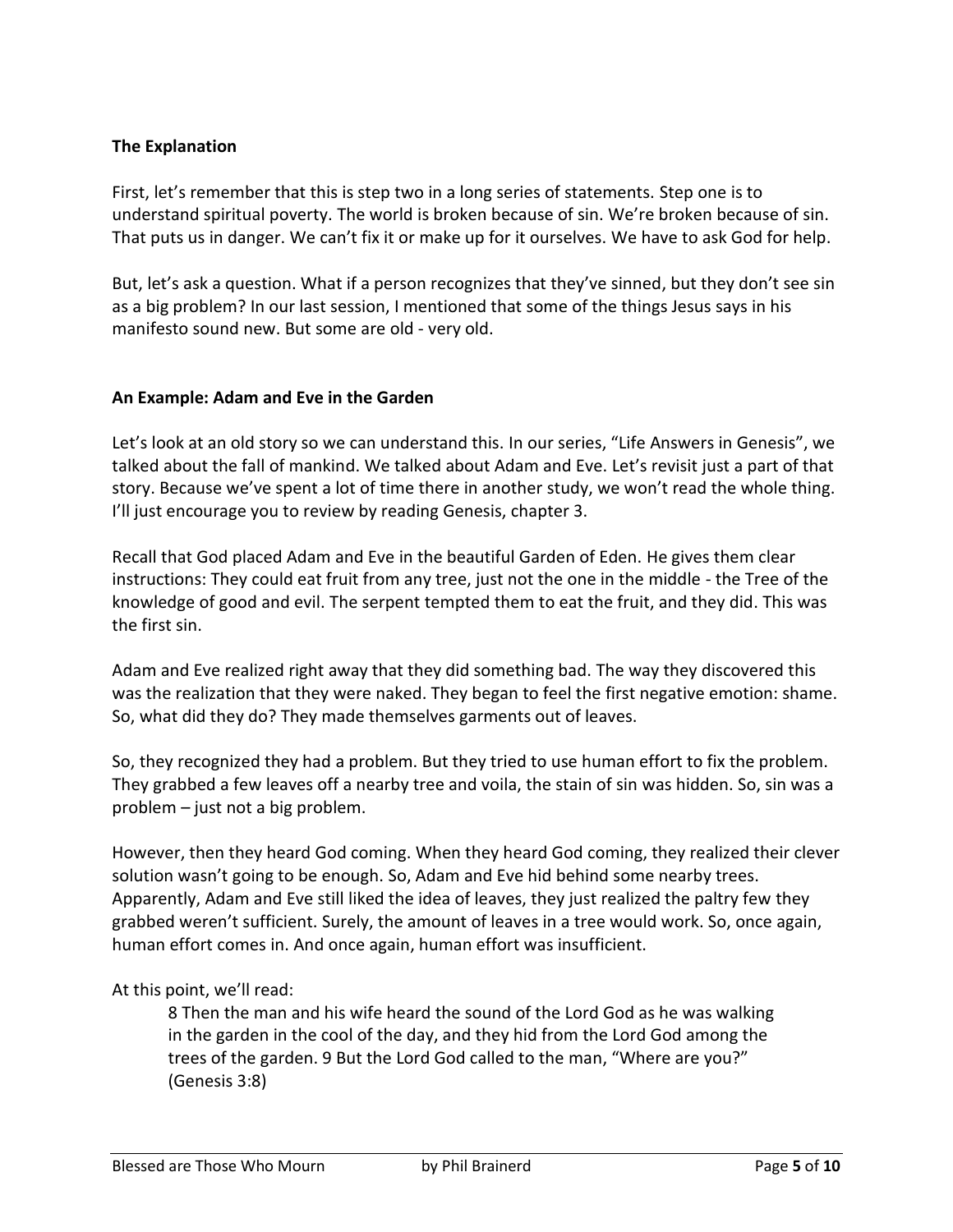**The Explanation**

First, let's remember that this is step two in a long series of statements. Step one is to understand spiritual poverty. The world is broken because of sin. We're broken because of sin. That puts us in danger. We can't fix it or make up for it ourselves. We have to ask God for help.

But, let's ask a question. What if a person recognizes that they've sinned, but they don't see sin as a big problem? In our last session, I mentioned that some of the things Jesus says in his manifesto sound new. But some are old - very old.

**An Example: Adam and Eve in the Garden**

Let's look at an old story so we can understand this. In our series, "Life Answers in Genesis", we talked about the fall of mankind. We talked about Adam and Eve. Let's revisit just a part of that story. Because we've spent a lot of time there in another study, we won't read the whole thing. I'll just encourage you to review by reading Genesis, chapter 3.

Recall that God placed Adam and Eve in the beautiful Garden of Eden. He gives them clear instructions: They could eat fruit from any tree, just not the one in the middle - the Tree of the knowledge of good and evil. The serpent tempted them to eat the fruit, and they did. This was the first sin.

Adam and Eve realized right away that they did something bad. The way they discovered this was the realization that they were naked. They began to feel the first negative emotion: shame. So, what did they do? They made themselves garments out of leaves.

So, they recognized they had a problem. But they tried to use human effort to fix the problem. They grabbed a few leaves off a nearby tree and voila, the stain of sin was hidden. So, sin was a problem – just not a big problem.

However, then they heard God coming. When they heard God coming, they realized their clever solution wasn't going to be enough. So, Adam and Eve hid behind some nearby trees. Apparently, Adam and Eve still liked the idea of leaves, they just realized the paltry few they grabbed weren't sufficient. Surely, the amount of leaves in a tree would work. So, once again, human effort comes in. And once again, human effort was insufficient.

At this point, we'll read:

> 8 Then the man and his wife heard the sound of the Lord God as he was walking in the garden in the cool of the day, and they hid from the Lord God among the trees of the garden. 9 But the Lord God called to the man, "Where are you?" (Genesis 3:8)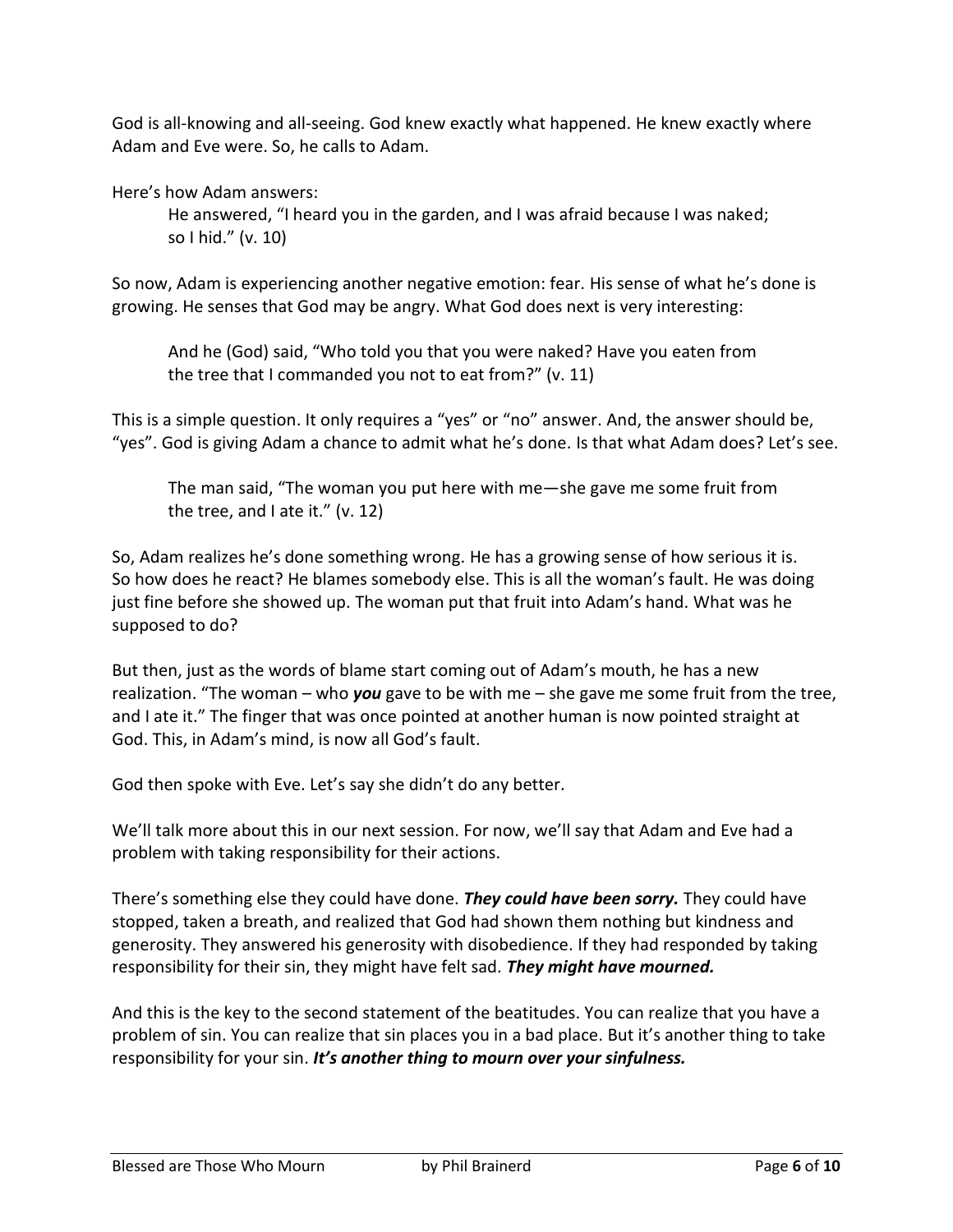God is all-knowing and all-seeing. God knew exactly what happened. He knew exactly where Adam and Eve were. So, he calls to Adam.

Here's how Adam answers:

> He answered, "I heard you in the garden, and I was afraid because I was naked; so I hid." (v. 10)

So now, Adam is experiencing another negative emotion: fear. His sense of what he's done is growing. He senses that God may be angry. What God does next is very interesting:

> And he (God) said, "Who told you that you were naked? Have you eaten from the tree that I commanded you not to eat from?" (v. 11)

This is a simple question. It only requires a "yes" or "no" answer. And, the answer should be, "yes". God is giving Adam a chance to admit what he's done. Is that what Adam does? Let's see.

> The man said, "The woman you put here with me—she gave me some fruit from the tree, and I ate it." (v. 12)

So, Adam realizes he's done something wrong. He has a growing sense of how serious it is. So how does he react? He blames somebody else. This is all the woman's fault. He was doing just fine before she showed up. The woman put that fruit into Adam's hand. What was he supposed to do?

But then, just as the words of blame start coming out of Adam's mouth, he has a new realization. "The woman – who ***you*** gave to be with me – she gave me some fruit from the tree, and I ate it." The finger that was once pointed at another human is now pointed straight at God. This, in Adam's mind, is now all God's fault.

God then spoke with Eve. Let's say she didn't do any better.

We'll talk more about this in our next session. For now, we'll say that Adam and Eve had a problem with taking responsibility for their actions.

There's something else they could have done. ***They could have been sorry.*** They could have stopped, taken a breath, and realized that God had shown them nothing but kindness and generosity. They answered his generosity with disobedience. If they had responded by taking responsibility for their sin, they might have felt sad. ***They might have mourned.***

And this is the key to the second statement of the beatitudes. You can realize that you have a problem of sin. You can realize that sin places you in a bad place. But it's another thing to take responsibility for your sin. ***It's another thing to mourn over your sinfulness.***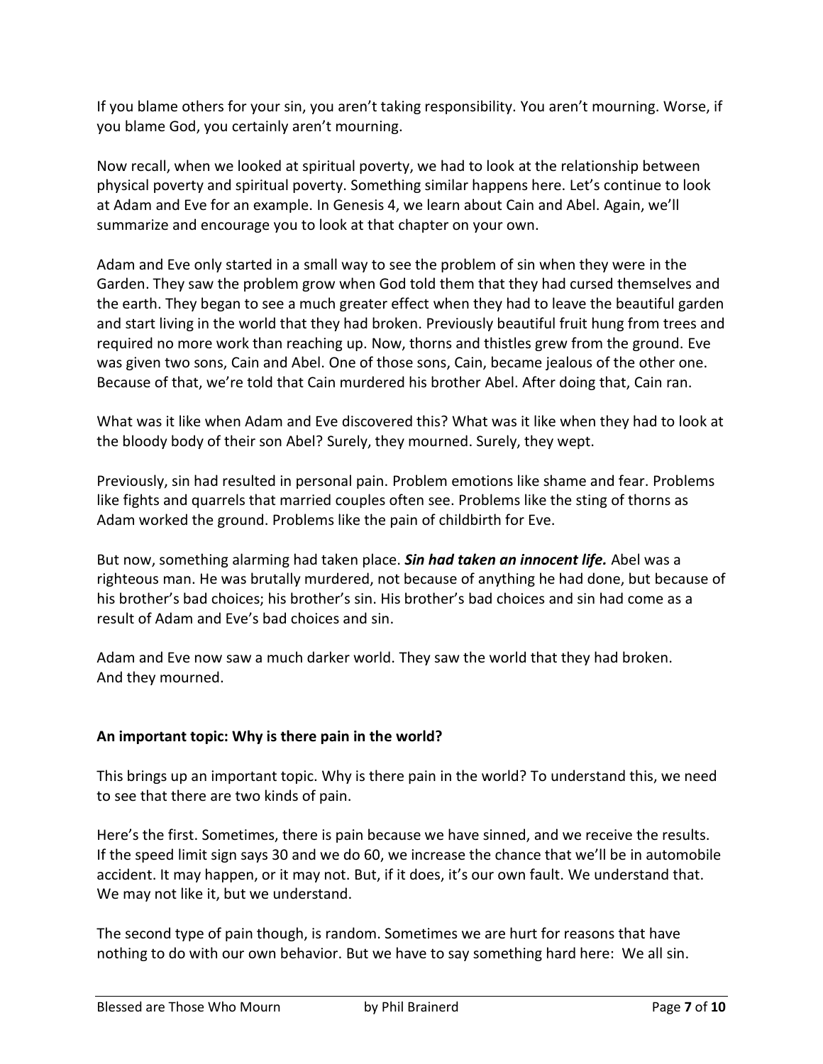If you blame others for your sin, you aren't taking responsibility. You aren't mourning. Worse, if you blame God, you certainly aren't mourning.

Now recall, when we looked at spiritual poverty, we had to look at the relationship between physical poverty and spiritual poverty. Something similar happens here. Let's continue to look at Adam and Eve for an example. In Genesis 4, we learn about Cain and Abel. Again, we'll summarize and encourage you to look at that chapter on your own.

Adam and Eve only started in a small way to see the problem of sin when they were in the Garden. They saw the problem grow when God told them that they had cursed themselves and the earth. They began to see a much greater effect when they had to leave the beautiful garden and start living in the world that they had broken. Previously beautiful fruit hung from trees and required no more work than reaching up. Now, thorns and thistles grew from the ground. Eve was given two sons, Cain and Abel. One of those sons, Cain, became jealous of the other one. Because of that, we're told that Cain murdered his brother Abel. After doing that, Cain ran.

What was it like when Adam and Eve discovered this? What was it like when they had to look at the bloody body of their son Abel? Surely, they mourned. Surely, they wept.

Previously, sin had resulted in personal pain. Problem emotions like shame and fear. Problems like fights and quarrels that married couples often see. Problems like the sting of thorns as Adam worked the ground. Problems like the pain of childbirth for Eve.

But now, something alarming had taken place. ***Sin had taken an innocent life.*** Abel was a righteous man. He was brutally murdered, not because of anything he had done, but because of his brother's bad choices; his brother's sin. His brother's bad choices and sin had come as a result of Adam and Eve's bad choices and sin.

Adam and Eve now saw a much darker world. They saw the world that they had broken.
And they mourned.

**An important topic: Why is there pain in the world?**

This brings up an important topic. Why is there pain in the world? To understand this, we need to see that there are two kinds of pain.

Here's the first. Sometimes, there is pain because we have sinned, and we receive the results. If the speed limit sign says 30 and we do 60, we increase the chance that we'll be in automobile accident. It may happen, or it may not. But, if it does, it's our own fault. We understand that. We may not like it, but we understand.

The second type of pain though, is random. Sometimes we are hurt for reasons that have nothing to do with our own behavior. But we have to say something hard here: We all sin.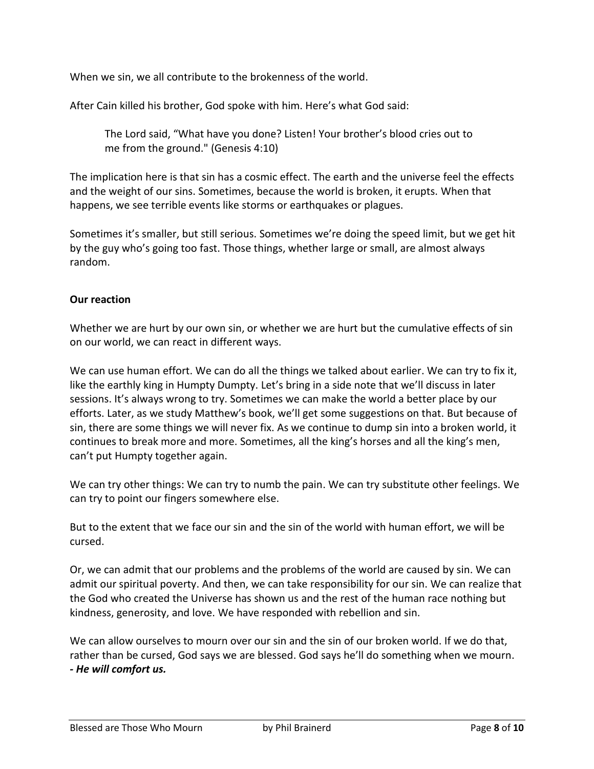When we sin, we all contribute to the brokenness of the world.

After Cain killed his brother, God spoke with him. Here's what God said:

> The Lord said, "What have you done? Listen! Your brother's blood cries out to me from the ground." (Genesis 4:10)

The implication here is that sin has a cosmic effect. The earth and the universe feel the effects and the weight of our sins. Sometimes, because the world is broken, it erupts. When that happens, we see terrible events like storms or earthquakes or plagues.

Sometimes it's smaller, but still serious. Sometimes we're doing the speed limit, but we get hit by the guy who's going too fast. Those things, whether large or small, are almost always random.

**Our reaction**

Whether we are hurt by our own sin, or whether we are hurt but the cumulative effects of sin on our world, we can react in different ways.

We can use human effort. We can do all the things we talked about earlier. We can try to fix it, like the earthly king in Humpty Dumpty. Let's bring in a side note that we'll discuss in later sessions. It's always wrong to try. Sometimes we can make the world a better place by our efforts. Later, as we study Matthew's book, we'll get some suggestions on that. But because of sin, there are some things we will never fix. As we continue to dump sin into a broken world, it continues to break more and more. Sometimes, all the king's horses and all the king's men, can't put Humpty together again.

We can try other things: We can try to numb the pain. We can try substitute other feelings. We can try to point our fingers somewhere else.

But to the extent that we face our sin and the sin of the world with human effort, we will be cursed.

Or, we can admit that our problems and the problems of the world are caused by sin. We can admit our spiritual poverty. And then, we can take responsibility for our sin. We can realize that the God who created the Universe has shown us and the rest of the human race nothing but kindness, generosity, and love. We have responded with rebellion and sin.

We can allow ourselves to mourn over our sin and the sin of our broken world. If we do that, rather than be cursed, God says we are blessed. God says he'll do something when we mourn.
***- He will comfort us.***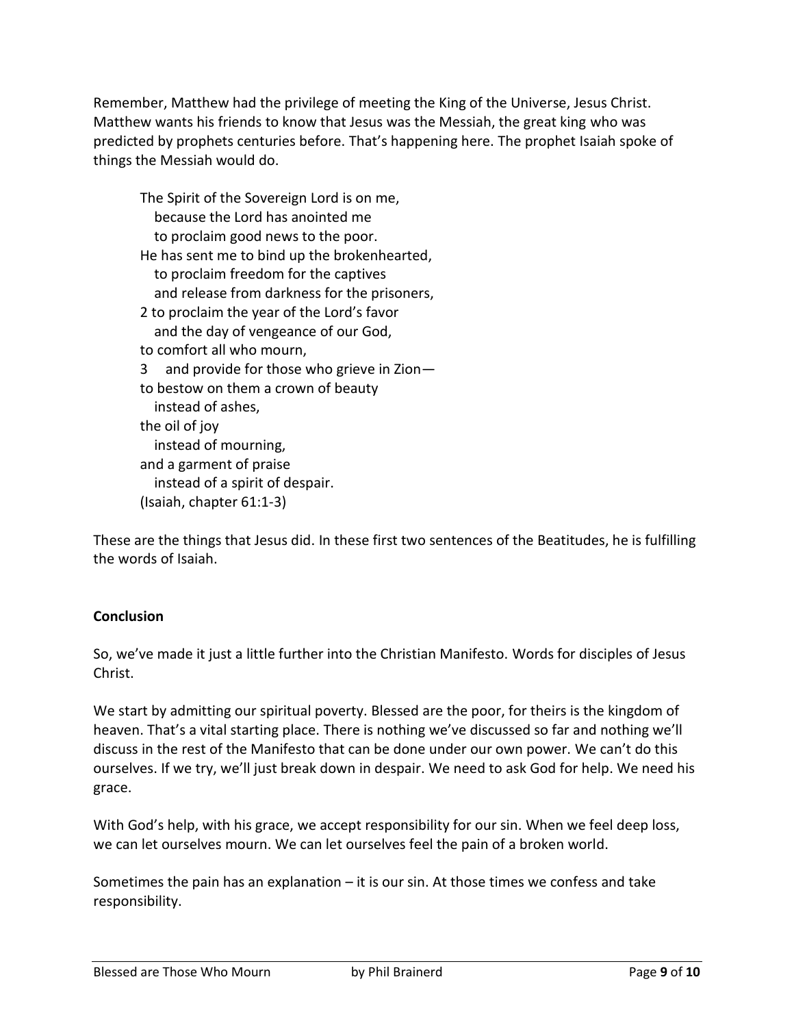Remember, Matthew had the privilege of meeting the King of the Universe, Jesus Christ. Matthew wants his friends to know that Jesus was the Messiah, the great king who was predicted by prophets centuries before. That's happening here. The prophet Isaiah spoke of things the Messiah would do.

> The Spirit of the Sovereign Lord is on me,
>    because the Lord has anointed me
>    to proclaim good news to the poor.
> He has sent me to bind up the brokenhearted,
>    to proclaim freedom for the captives
>    and release from darkness for the prisoners,
> 2 to proclaim the year of the Lord's favor
>    and the day of vengeance of our God,
> to comfort all who mourn,
> 3    and provide for those who grieve in Zion—
> to bestow on them a crown of beauty
>    instead of ashes,
> the oil of joy
>    instead of mourning,
> and a garment of praise
>    instead of a spirit of despair.
> (Isaiah, chapter 61:1-3)

These are the things that Jesus did. In these first two sentences of the Beatitudes, he is fulfilling the words of Isaiah.

**Conclusion**

So, we've made it just a little further into the Christian Manifesto. Words for disciples of Jesus Christ.

We start by admitting our spiritual poverty. Blessed are the poor, for theirs is the kingdom of heaven. That's a vital starting place. There is nothing we've discussed so far and nothing we'll discuss in the rest of the Manifesto that can be done under our own power. We can't do this ourselves. If we try, we'll just break down in despair. We need to ask God for help. We need his grace.

With God's help, with his grace, we accept responsibility for our sin. When we feel deep loss, we can let ourselves mourn. We can let ourselves feel the pain of a broken world.

Sometimes the pain has an explanation – it is our sin. At those times we confess and take responsibility.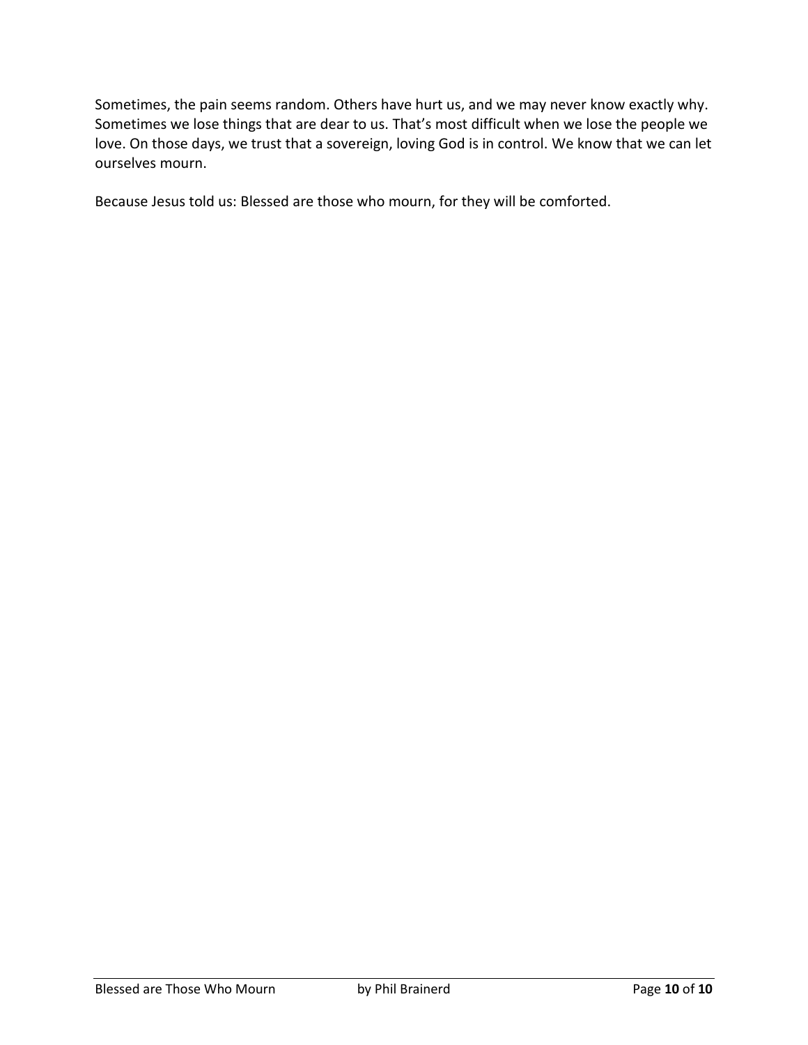Sometimes, the pain seems random. Others have hurt us, and we may never know exactly why. Sometimes we lose things that are dear to us. That's most difficult when we lose the people we love. On those days, we trust that a sovereign, loving God is in control. We know that we can let ourselves mourn.

Because Jesus told us: Blessed are those who mourn, for they will be comforted.